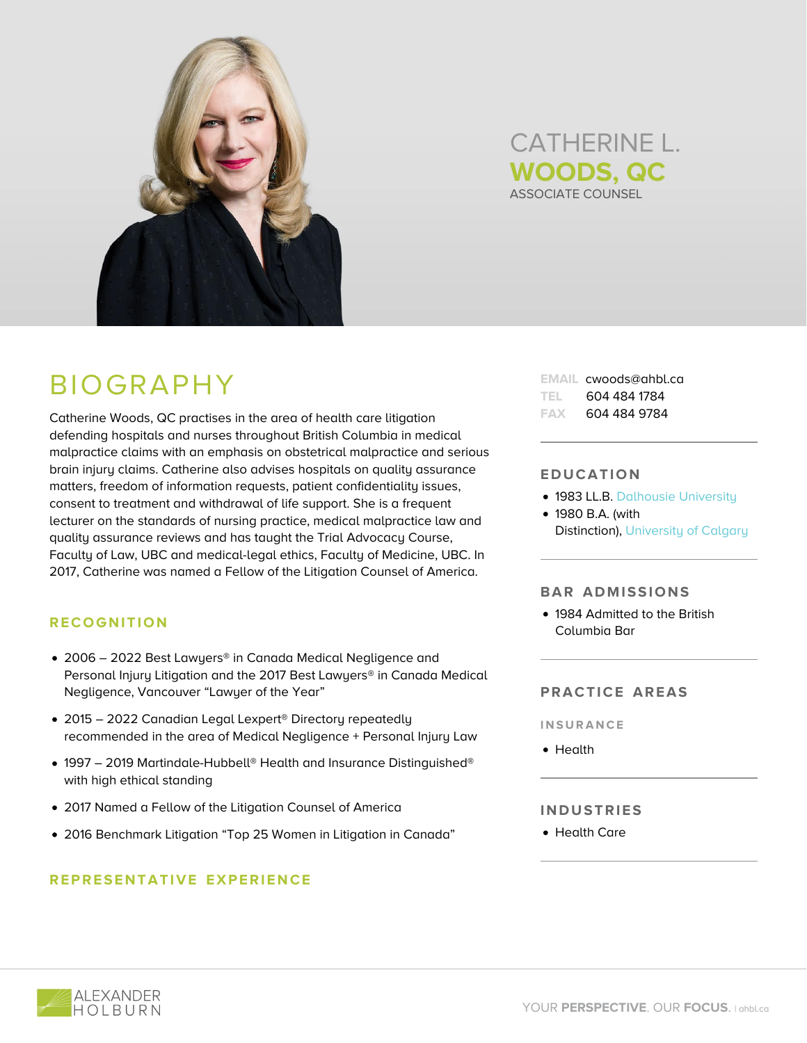# CATHERINE L. **WOODS, QC**

ASSOCIATE COUNSEL

## BIOGRAPHY

Catherine Woods, QC practises in the area of health care litigation defending hospitals and nurses throughout British Columbia in medical malpractice claims with an emphasis on obstetrical malpractice and serious brain injury claims. Catherine also advises hospitals on quality assurance matters, freedom of information requests, patient confidentiality issues, consent to treatment and withdrawal of life support. She is a frequent lecturer on the standards of nursing practice, medical malpractice law and quality assurance reviews and has taught the Trial Advocacy Course, Faculty of Law, UBC and medical-legal ethics, Faculty of Medicine, UBC. In 2017, Catherine was named a Fellow of the Litigation Counsel of America.

### RECOGNITION

- 2006 – 2022 Best Lawyers® in Canada Medical Negligence and Personal Injury Litigation and the 2017 Best Lawyers® in Canada Medical Negligence, Vancouver "Lawyer of the Year"
- 2015 – 2022 Canadian Legal Lexpert® Directory repeatedly recommended in the area of Medical Negligence + Personal Injury Law
- 1997 – 2019 Martindale-Hubbell® Health and Insurance Distinguished® with high ethical standing
- 2017 Named a Fellow of the Litigation Counsel of America
- 2016 Benchmark Litigation "Top 25 Women in Litigation in Canada"

### REPRESENTATIVE EXPERIENCE

EMAIL cwoods@ahbl.ca
TEL 604 484 1784
FAX 604 484 9784

### EDUCATION

- 1983 LL.B. Dalhousie University
- 1980 B.A. (with Distinction), University of Calgary

### BAR ADMISSIONS

- 1984 Admitted to the British Columbia Bar

### PRACTICE AREAS

#### INSURANCE

- Health

### INDUSTRIES

- Health Care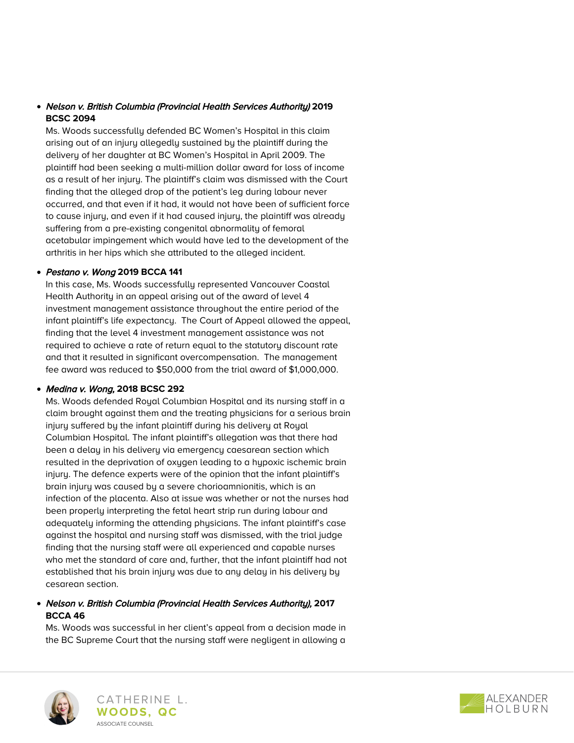- ***Nelson v. British Columbia (Provincial Health Services Authority)* 2019 BCSC 2094**
  Ms. Woods successfully defended BC Women's Hospital in this claim arising out of an injury allegedly sustained by the plaintiff during the delivery of her daughter at BC Women's Hospital in April 2009. The plaintiff had been seeking a multi-million dollar award for loss of income as a result of her injury. The plaintiff's claim was dismissed with the Court finding that the alleged drop of the patient's leg during labour never occurred, and that even if it had, it would not have been of sufficient force to cause injury, and even if it had caused injury, the plaintiff was already suffering from a pre-existing congenital abnormality of femoral acetabular impingement which would have led to the development of the arthritis in her hips which she attributed to the alleged incident.

- ***Pestano v. Wong* 2019 BCCA 141**
  In this case, Ms. Woods successfully represented Vancouver Coastal Health Authority in an appeal arising out of the award of level 4 investment management assistance throughout the entire period of the infant plaintiff's life expectancy. The Court of Appeal allowed the appeal, finding that the level 4 investment management assistance was not required to achieve a rate of return equal to the statutory discount rate and that it resulted in significant overcompensation. The management fee award was reduced to $50,000 from the trial award of $1,000,000.

- ***Medina v. Wong*, 2018 BCSC 292**
  Ms. Woods defended Royal Columbian Hospital and its nursing staff in a claim brought against them and the treating physicians for a serious brain injury suffered by the infant plaintiff during his delivery at Royal Columbian Hospital. The infant plaintiff's allegation was that there had been a delay in his delivery via emergency caesarean section which resulted in the deprivation of oxygen leading to a hypoxic ischemic brain injury. The defence experts were of the opinion that the infant plaintiff's brain injury was caused by a severe chorioamnionitis, which is an infection of the placenta. Also at issue was whether or not the nurses had been properly interpreting the fetal heart strip run during labour and adequately informing the attending physicians. The infant plaintiff's case against the hospital and nursing staff was dismissed, with the trial judge finding that the nursing staff were all experienced and capable nurses who met the standard of care and, further, that the infant plaintiff had not established that his brain injury was due to any delay in his delivery by cesarean section.

- ***Nelson v. British Columbia (Provincial Health Services Authority)*, 2017 BCCA 46**
  Ms. Woods was successful in her client's appeal from a decision made in the BC Supreme Court that the nursing staff were negligent in allowing a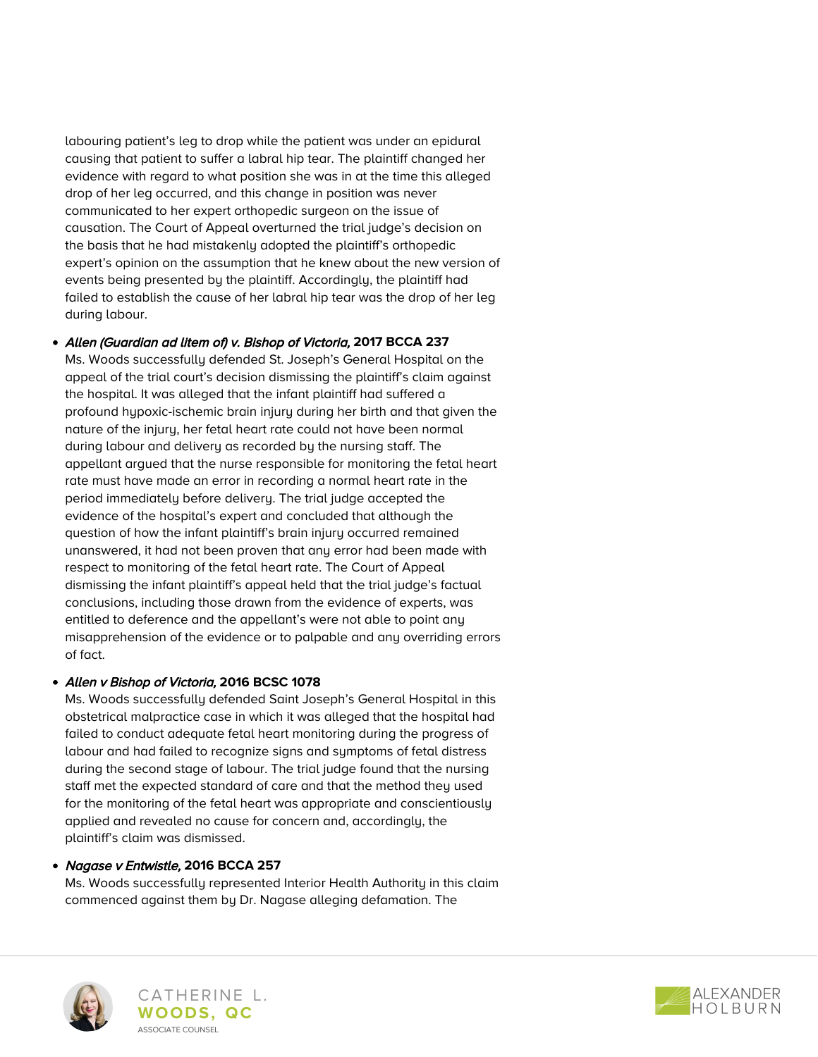labouring patient's leg to drop while the patient was under an epidural causing that patient to suffer a labral hip tear. The plaintiff changed her evidence with regard to what position she was in at the time this alleged drop of her leg occurred, and this change in position was never communicated to her expert orthopedic surgeon on the issue of causation. The Court of Appeal overturned the trial judge's decision on the basis that he had mistakenly adopted the plaintiff's orthopedic expert's opinion on the assumption that he knew about the new version of events being presented by the plaintiff. Accordingly, the plaintiff had failed to establish the cause of her labral hip tear was the drop of her leg during labour.

- ***Allen (Guardian ad litem of) v. Bishop of Victoria,* 2017 BCCA 237**
  Ms. Woods successfully defended St. Joseph's General Hospital on the appeal of the trial court's decision dismissing the plaintiff's claim against the hospital. It was alleged that the infant plaintiff had suffered a profound hypoxic-ischemic brain injury during her birth and that given the nature of the injury, her fetal heart rate could not have been normal during labour and delivery as recorded by the nursing staff. The appellant argued that the nurse responsible for monitoring the fetal heart rate must have made an error in recording a normal heart rate in the period immediately before delivery. The trial judge accepted the evidence of the hospital's expert and concluded that although the question of how the infant plaintiff's brain injury occurred remained unanswered, it had not been proven that any error had been made with respect to monitoring of the fetal heart rate. The Court of Appeal dismissing the infant plaintiff's appeal held that the trial judge's factual conclusions, including those drawn from the evidence of experts, was entitled to deference and the appellant's were not able to point any misapprehension of the evidence or to palpable and any overriding errors of fact.

- ***Allen v Bishop of Victoria,* 2016 BCSC 1078**
  Ms. Woods successfully defended Saint Joseph's General Hospital in this obstetrical malpractice case in which it was alleged that the hospital had failed to conduct adequate fetal heart monitoring during the progress of labour and had failed to recognize signs and symptoms of fetal distress during the second stage of labour. The trial judge found that the nursing staff met the expected standard of care and that the method they used for the monitoring of the fetal heart was appropriate and conscientiously applied and revealed no cause for concern and, accordingly, the plaintiff's claim was dismissed.

- ***Nagase v Entwistle,* 2016 BCCA 257**
  Ms. Woods successfully represented Interior Health Authority in this claim commenced against them by Dr. Nagase alleging defamation. The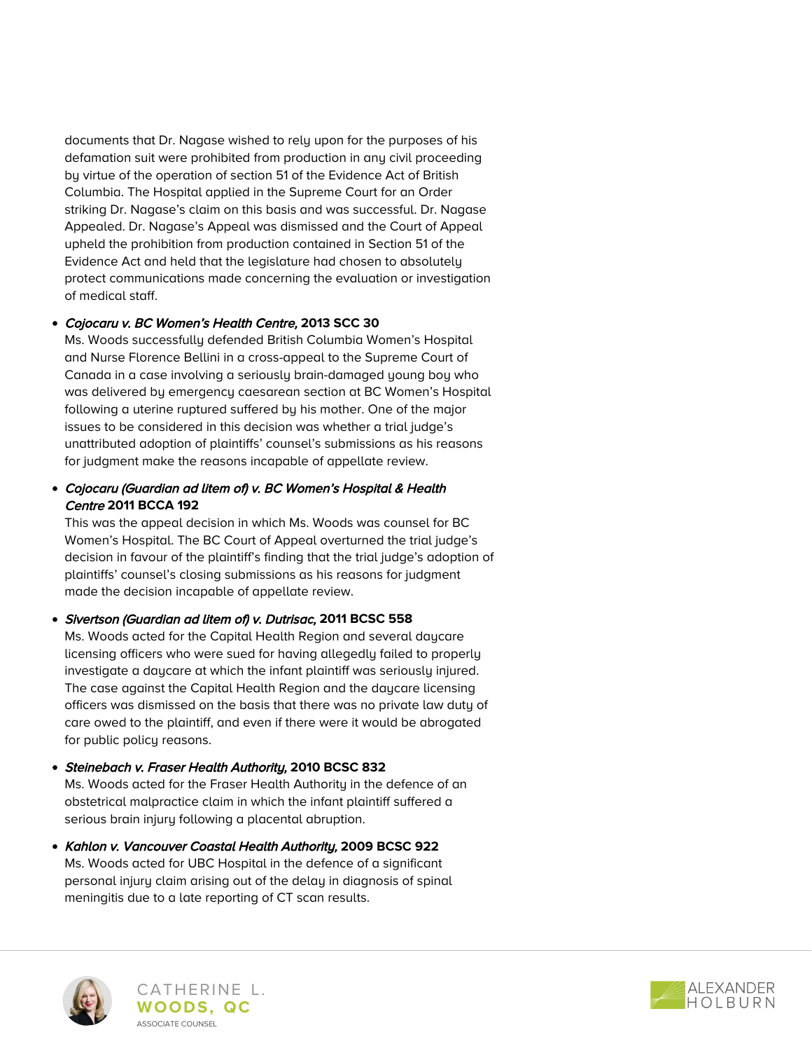documents that Dr. Nagase wished to rely upon for the purposes of his defamation suit were prohibited from production in any civil proceeding by virtue of the operation of section 51 of the Evidence Act of British Columbia. The Hospital applied in the Supreme Court for an Order striking Dr. Nagase's claim on this basis and was successful. Dr. Nagase Appealed. Dr. Nagase's Appeal was dismissed and the Court of Appeal upheld the prohibition from production contained in Section 51 of the Evidence Act and held that the legislature had chosen to absolutely protect communications made concerning the evaluation or investigation of medical staff.

- ***Cojocaru v. BC Women's Health Centre,* 2013 SCC 30**
  Ms. Woods successfully defended British Columbia Women's Hospital and Nurse Florence Bellini in a cross-appeal to the Supreme Court of Canada in a case involving a seriously brain-damaged young boy who was delivered by emergency caesarean section at BC Women's Hospital following a uterine ruptured suffered by his mother. One of the major issues to be considered in this decision was whether a trial judge's unattributed adoption of plaintiffs' counsel's submissions as his reasons for judgment make the reasons incapable of appellate review.

- ***Cojocaru (Guardian ad litem of) v. BC Women's Hospital & Health Centre* 2011 BCCA 192**
  This was the appeal decision in which Ms. Woods was counsel for BC Women's Hospital. The BC Court of Appeal overturned the trial judge's decision in favour of the plaintiff's finding that the trial judge's adoption of plaintiffs' counsel's closing submissions as his reasons for judgment made the decision incapable of appellate review.

- ***Sivertson (Guardian ad litem of) v. Dutrisac,* 2011 BCSC 558**
  Ms. Woods acted for the Capital Health Region and several daycare licensing officers who were sued for having allegedly failed to properly investigate a daycare at which the infant plaintiff was seriously injured. The case against the Capital Health Region and the daycare licensing officers was dismissed on the basis that there was no private law duty of care owed to the plaintiff, and even if there were it would be abrogated for public policy reasons.

- ***Steinebach v. Fraser Health Authority,* 2010 BCSC 832**
  Ms. Woods acted for the Fraser Health Authority in the defence of an obstetrical malpractice claim in which the infant plaintiff suffered a serious brain injury following a placental abruption.

- ***Kahlon v. Vancouver Coastal Health Authority,* 2009 BCSC 922**
  Ms. Woods acted for UBC Hospital in the defence of a significant personal injury claim arising out of the delay in diagnosis of spinal meningitis due to a late reporting of CT scan results.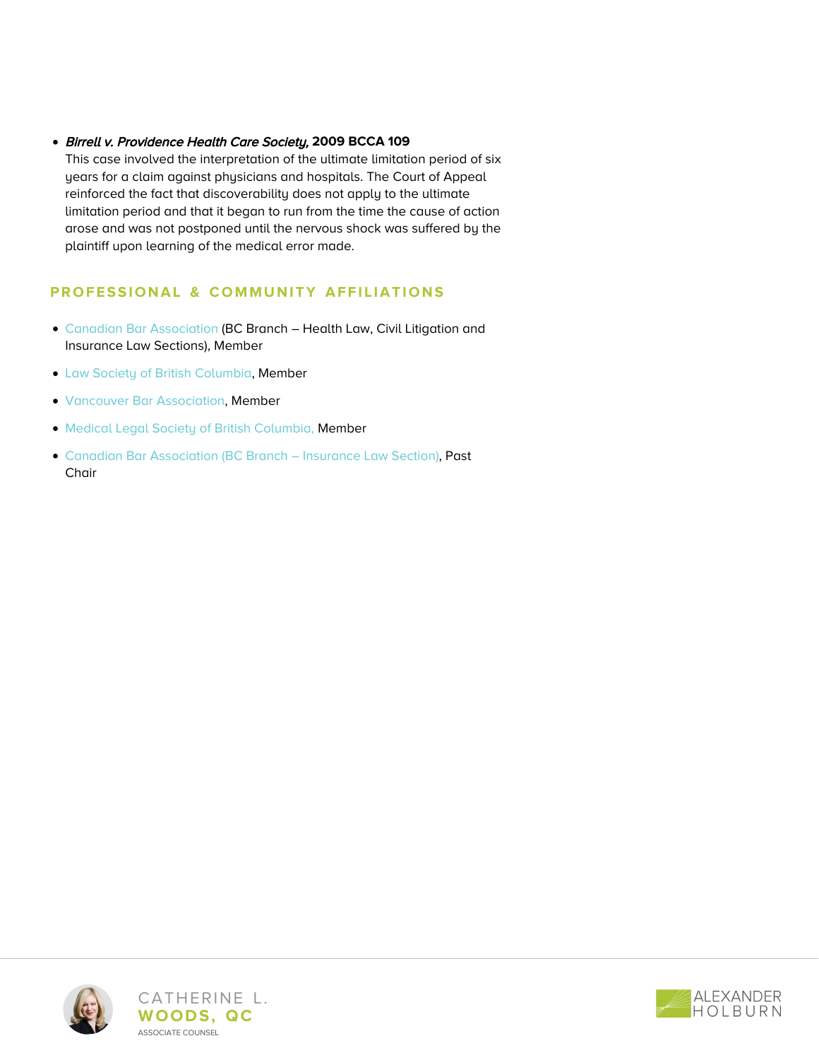- ***Birrell v. Providence Health Care Society*, 2009 BCCA 109**
  This case involved the interpretation of the ultimate limitation period of six years for a claim against physicians and hospitals. The Court of Appeal reinforced the fact that discoverability does not apply to the ultimate limitation period and that it began to run from the time the cause of action arose and was not postponed until the nervous shock was suffered by the plaintiff upon learning of the medical error made.

## PROFESSIONAL & COMMUNITY AFFILIATIONS

- Canadian Bar Association (BC Branch – Health Law, Civil Litigation and Insurance Law Sections), Member
- Law Society of British Columbia, Member
- Vancouver Bar Association, Member
- Medical Legal Society of British Columbia, Member
- Canadian Bar Association (BC Branch – Insurance Law Section), Past Chair